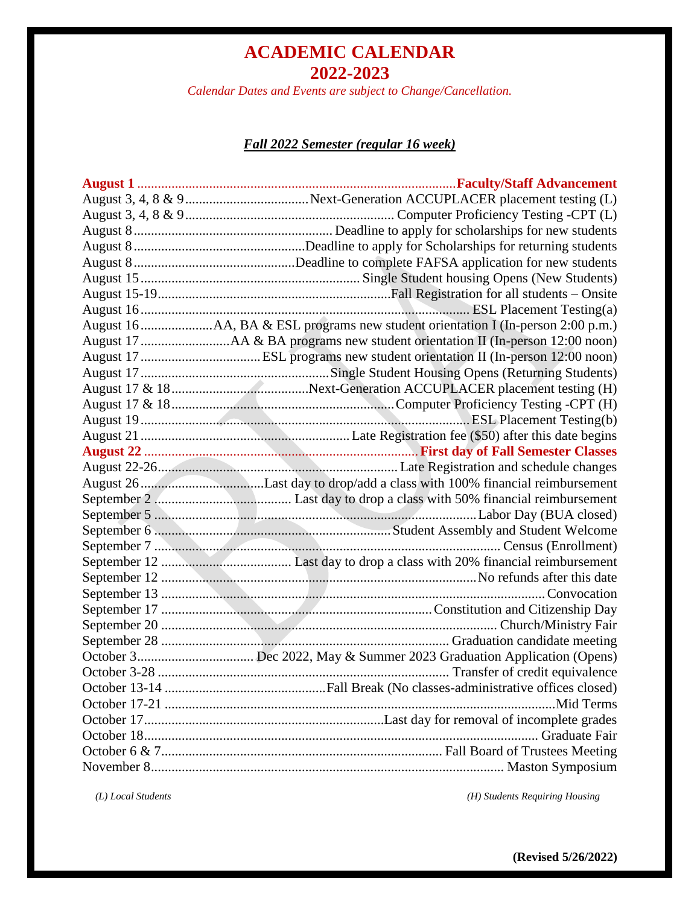# ACADEMIC CALENDAR
# 2022-2023

*Calendar Dates and Events are subject to Change/Cancellation.*

## *Fall 2022 Semester (regular 16 week)*

| Date | Event |
|---|---|
| **August 1** | **Faculty/Staff Advancement** |
| August 3, 4, 8 & 9 | Next-Generation ACCUPLACER placement testing (L) |
| August 3, 4, 8 & 9 | Computer Proficiency Testing -CPT (L) |
| August 8 | Deadline to apply for scholarships for new students |
| August 8 | Deadline to apply for Scholarships for returning students |
| August 8 | Deadline to complete FAFSA application for new students |
| August 15 | Single Student housing Opens (New Students) |
| August 15-19 | Fall Registration for all students – Onsite |
| August 16 | ESL Placement Testing(a) |
| August 16 | AA, BA & ESL programs new student orientation I (In-person 2:00 p.m.) |
| August 17 | AA & BA programs new student orientation II (In-person 12:00 noon) |
| August 17 | ESL programs new student orientation II (In-person 12:00 noon) |
| August 17 | Single Student Housing Opens (Returning Students) |
| August 17 & 18 | Next-Generation ACCUPLACER placement testing (H) |
| August 17 & 18 | Computer Proficiency Testing -CPT (H) |
| August 19 | ESL Placement Testing(b) |
| August 21 | Late Registration fee ($50) after this date begins |
| **August 22** | **First day of Fall Semester Classes** |
| August 22-26 | Late Registration and schedule changes |
| August 26 | Last day to drop/add a class with 100% financial reimbursement |
| September 2 | Last day to drop a class with 50% financial reimbursement |
| September 5 | Labor Day (BUA closed) |
| September 6 | Student Assembly and Student Welcome |
| September 7 | Census (Enrollment) |
| September 12 | Last day to drop a class with 20% financial reimbursement |
| September 12 | No refunds after this date |
| September 13 | Convocation |
| September 17 | Constitution and Citizenship Day |
| September 20 | Church/Ministry Fair |
| September 28 | Graduation candidate meeting |
| October 3 | Dec 2022, May & Summer 2023 Graduation Application (Opens) |
| October 3-28 | Transfer of credit equivalence |
| October 13-14 | Fall Break (No classes-administrative offices closed) |
| October 17-21 | Mid Terms |
| October 17 | Last day for removal of incomplete grades |
| October 18 | Graduate Fair |
| October 6 & 7 | Fall Board of Trustees Meeting |
| November 8 | Maston Symposium |

*(L) Local Students* *(H) Students Requiring Housing*

**(Revised 5/26/2022)**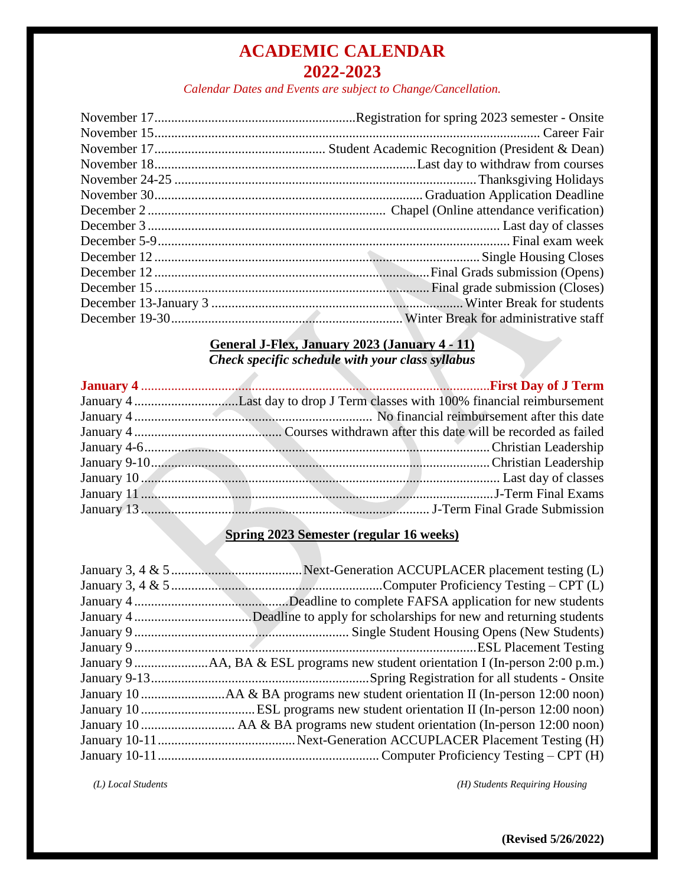# ACADEMIC CALENDAR
# 2022-2023

*Calendar Dates and Events are subject to Change/Cancellation.*

| Date | Event |
|---|---|
| November 17 | Registration for spring 2023 semester - Onsite |
| November 15 | Career Fair |
| November 17 | Student Academic Recognition (President & Dean) |
| November 18 | Last day to withdraw from courses |
| November 24-25 | Thanksgiving Holidays |
| November 30 | Graduation Application Deadline |
| December 2 | Chapel (Online attendance verification) |
| December 3 | Last day of classes |
| December 5-9 | Final exam week |
| December 12 | Single Housing Closes |
| December 12 | Final Grads submission (Opens) |
| December 15 | Final grade submission (Closes) |
| December 13-January 3 | Winter Break for students |
| December 19-30 | Winter Break for administrative staff |

## General J-Flex, January 2023 (January 4 - 11)

***Check specific schedule with your class syllabus***

| Date | Event |
|---|---|
| **January 4** | **First Day of J Term** |
| January 4 | Last day to drop J Term classes with 100% financial reimbursement |
| January 4 | No financial reimbursement after this date |
| January 4 | Courses withdrawn after this date will be recorded as failed |
| January 4-6 | Christian Leadership |
| January 9-10 | Christian Leadership |
| January 10 | Last day of classes |
| January 11 | J-Term Final Exams |
| January 13 | J-Term Final Grade Submission |

## Spring 2023 Semester (regular 16 weeks)

| Date | Event |
|---|---|
| January 3, 4 & 5 | Next-Generation ACCUPLACER placement testing (L) |
| January 3, 4 & 5 | Computer Proficiency Testing – CPT (L) |
| January 4 | Deadline to complete FAFSA application for new students |
| January 4 | Deadline to apply for scholarships for new and returning students |
| January 9 | Single Student Housing Opens (New Students) |
| January 9 | ESL Placement Testing |
| January 9 | AA, BA & ESL programs new student orientation I (In-person 2:00 p.m.) |
| January 9-13 | Spring Registration for all students - Onsite |
| January 10 | AA & BA programs new student orientation II (In-person 12:00 noon) |
| January 10 | ESL programs new student orientation II (In-person 12:00 noon) |
| January 10 | AA & BA programs new student orientation (In-person 12:00 noon) |
| January 10-11 | Next-Generation ACCUPLACER Placement Testing (H) |
| January 10-11 | Computer Proficiency Testing – CPT (H) |

*(L) Local Students* *(H) Students Requiring Housing*

**(Revised 5/26/2022)**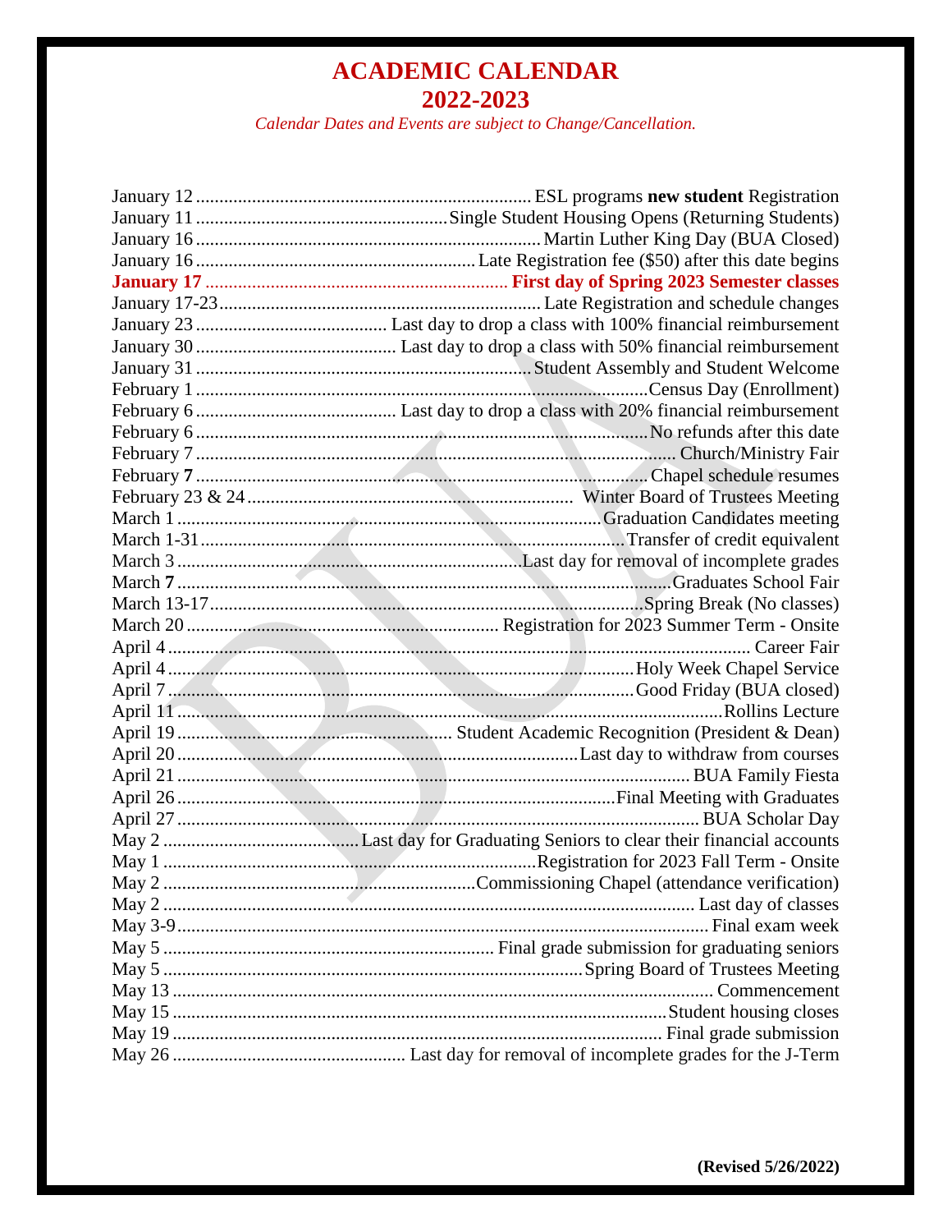# ACADEMIC CALENDAR
# 2022-2023

*Calendar Dates and Events are subject to Change/Cancellation.*

| Date | Event |
|---|---|
| January 12 | ESL programs **new student** Registration |
| January 11 | Single Student Housing Opens (Returning Students) |
| January 16 | Martin Luther King Day (BUA Closed) |
| January 16 | Late Registration fee ($50) after this date begins |
| **January 17** | **First day of Spring 2023 Semester classes** |
| January 17-23 | Late Registration and schedule changes |
| January 23 | Last day to drop a class with 100% financial reimbursement |
| January 30 | Last day to drop a class with 50% financial reimbursement |
| January 31 | Student Assembly and Student Welcome |
| February 1 | Census Day (Enrollment) |
| February 6 | Last day to drop a class with 20% financial reimbursement |
| February 6 | No refunds after this date |
| February 7 | Church/Ministry Fair |
| February **7** | Chapel schedule resumes |
| February 23 & 24 | Winter Board of Trustees Meeting |
| March 1 | Graduation Candidates meeting |
| March 1-31 | Transfer of credit equivalent |
| March 3 | Last day for removal of incomplete grades |
| March **7** | Graduates School Fair |
| March 13-17 | Spring Break (No classes) |
| March 20 | Registration for 2023 Summer Term - Onsite |
| April 4 | Career Fair |
| April 4 | Holy Week Chapel Service |
| April 7 | Good Friday (BUA closed) |
| April 11 | Rollins Lecture |
| April 19 | Student Academic Recognition (President & Dean) |
| April 20 | Last day to withdraw from courses |
| April 21 | BUA Family Fiesta |
| April 26 | Final Meeting with Graduates |
| April 27 | BUA Scholar Day |
| May 2 | Last day for Graduating Seniors to clear their financial accounts |
| May 1 | Registration for 2023 Fall Term - Onsite |
| May 2 | Commissioning Chapel (attendance verification) |
| May 2 | Last day of classes |
| May 3-9 | Final exam week |
| May 5 | Final grade submission for graduating seniors |
| May 5 | Spring Board of Trustees Meeting |
| May 13 | Commencement |
| May 15 | Student housing closes |
| May 19 | Final grade submission |
| May 26 | Last day for removal of incomplete grades for the J-Term |

**(Revised 5/26/2022)**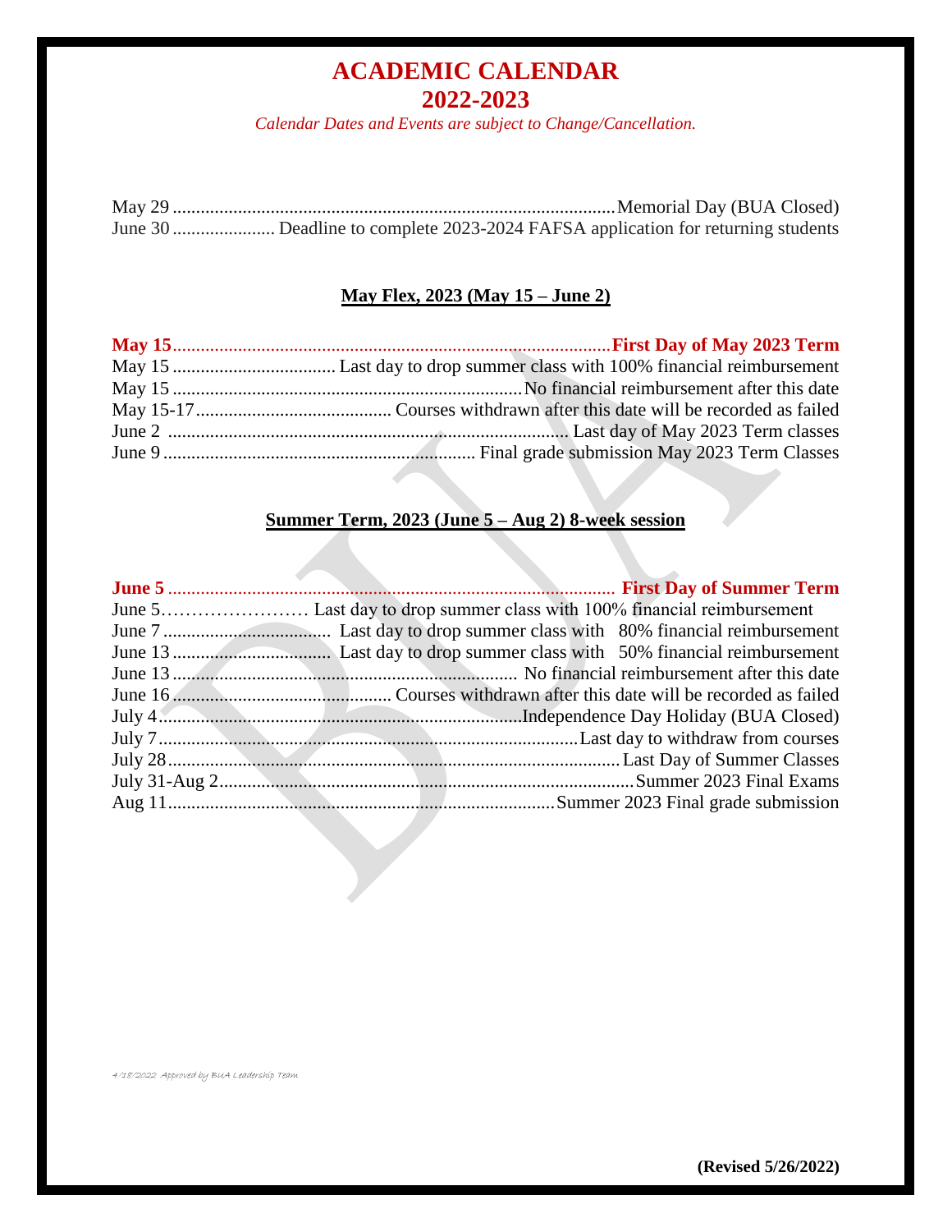# ACADEMIC CALENDAR 2022-2023

*Calendar Dates and Events are subject to Change/Cancellation.*

May 29 ............ Memorial Day (BUA Closed)
June 30 ............ Deadline to complete 2023-2024 FAFSA application for returning students

## May Flex, 2023 (May 15 – June 2)

**May 15 ............ First Day of May 2023 Term**
May 15 ............ Last day to drop summer class with 100% financial reimbursement
May 15 ............ No financial reimbursement after this date
May 15-17 ............ Courses withdrawn after this date will be recorded as failed
June 2 ............ Last day of May 2023 Term classes
June 9 ............ Final grade submission May 2023 Term Classes

## Summer Term, 2023 (June 5 – Aug 2) 8-week session

**June 5 ............ First Day of Summer Term**
June 5 ............ Last day to drop summer class with 100% financial reimbursement
June 7 ............ Last day to drop summer class with 80% financial reimbursement
June 13 ............ Last day to drop summer class with 50% financial reimbursement
June 13 ............ No financial reimbursement after this date
June 16 ............ Courses withdrawn after this date will be recorded as failed
July 4 ............ Independence Day Holiday (BUA Closed)
July 7 ............ Last day to withdraw from courses
July 28 ............ Last Day of Summer Classes
July 31-Aug 2 ............ Summer 2023 Final Exams
Aug 11 ............ Summer 2023 Final grade submission

4/18/2022 Approved by BUA Leadership Team

**(Revised 5/26/2022)**